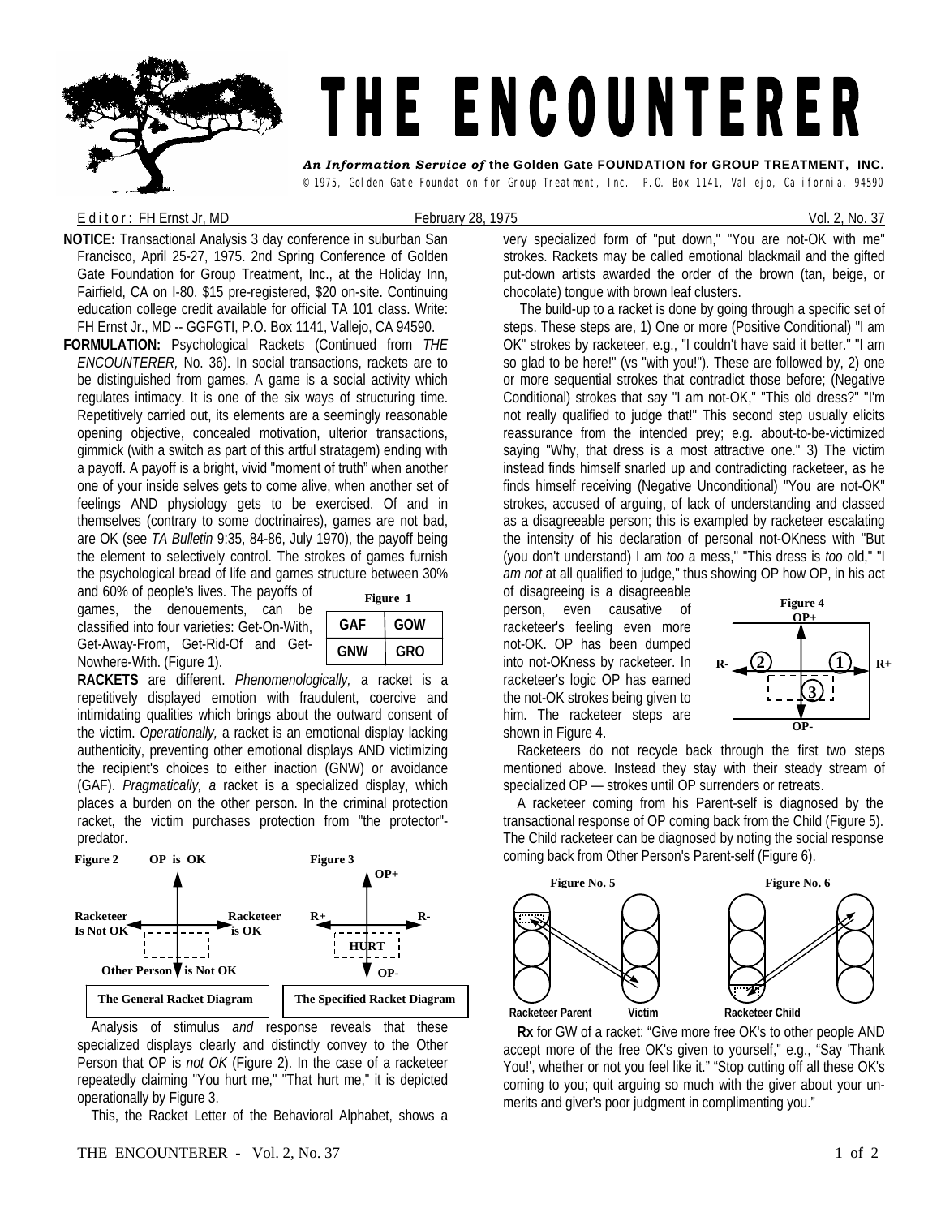# THE ENCOUNTERER

*An Information Service of* **the Golden Gate FOUNDATION for GROUP TREATMENT, INC.**

© 1975, Golden Gate Foundation for Group Treatment, Inc. P.O. Box 1141, Vallejo, California, 94590

Editor: FH Ernst Jr, MD — February 28, 1975 — Vol. 2, No. 37

**NOTICE:** Transactional Analysis 3 day conference in suburban San Francisco, April 25-27, 1975. 2nd Spring Conference of Golden Gate Foundation for Group Treatment, Inc., at the Holiday Inn, Fairfield, CA on I-80. $15 pre-registered, $20 on-site. Continuing education college credit available for official TA 101 class. Write: FH Ernst Jr., MD -- GGFGTI, P.O. Box 1141, Vallejo, CA 94590.

**FORMULATION:** Psychological Rackets (Continued from *THE ENCOUNTERER,* No. 36). In social transactions, rackets are to be distinguished from games. A game is a social activity which regulates intimacy. It is one of the six ways of structuring time. Repetitively carried out, its elements are a seemingly reasonable opening objective, concealed motivation, ulterior transactions, gimmick (with a switch as part of this artful stratagem) ending with a payoff. A payoff is a bright, vivid "moment of truth" when another one of your inside selves gets to come alive, when another set of feelings AND physiology gets to be exercised. Of and in themselves (contrary to some doctrinaires), games are not bad, are OK (see *TA Bulletin* 9:35, 84-86, July 1970), the payoff being the element to selectively control. The strokes of games furnish the psychological bread of life and games structure between 30% and 60% of people's lives. The payoffs of games, the denouements, can be classified into four varieties: Get-On-With, Get-Away-From, Get-Rid-Of and Get-Nowhere-With. (Figure 1).

**Figure 1**

| GAF | GOW |
|---|---|
| GNW | GRO |

**RACKETS** are different. *Phenomenologically,* a racket is a repetitively displayed emotion with fraudulent, coercive and intimidating qualities which brings about the outward consent of the victim. *Operationally,* a racket is an emotional display lacking authenticity, preventing other emotional displays AND victimizing the recipient's choices to either inaction (GNW) or avoidance (GAF). *Pragmatically, a* racket is a specialized display, which places a burden on the other person. In the criminal protection racket, the victim purchases protection from "the protector"-predator.

**Figure 2** — OP is OK; Racketeer Is Not OK; Racketeer is OK; Other Person is Not OK

**The General Racket Diagram**

**Figure 3** — OP+; R+; R-; HURT; OP-

**The Specified Racket Diagram**

Analysis of stimulus *and* response reveals that these specialized displays clearly and distinctly convey to the Other Person that OP is *not OK* (Figure 2). In the case of a racketeer repeatedly claiming "You hurt me," "That hurt me," it is depicted operationally by Figure 3.

This, the Racket Letter of the Behavioral Alphabet, shows a very specialized form of "put down," "You are not-OK with me" strokes. Rackets may be called emotional blackmail and the gifted put-down artists awarded the order of the brown (tan, beige, or chocolate) tongue with brown leaf clusters.

The build-up to a racket is done by going through a specific set of steps. These steps are, 1) One or more (Positive Conditional) "I am OK" strokes by racketeer, e.g., "I couldn't have said it better." "I am so glad to be here!" (vs "with you!"). These are followed by, 2) one or more sequential strokes that contradict those before; (Negative Conditional) strokes that say "I am not-OK," "This old dress?" "I'm not really qualified to judge that!" This second step usually elicits reassurance from the intended prey; e.g. about-to-be-victimized saying "Why, that dress is a most attractive one." 3) The victim instead finds himself snarled up and contradicting racketeer, as he finds himself receiving (Negative Unconditional) "You are not-OK" strokes, accused of arguing, of lack of understanding and classed as a disagreeable person; this is exampled by racketeer escalating the intensity of his declaration of personal not-OKness with "But (you don't understand) I am *too* a mess," "This dress is *too* old," "I *am not* at all qualified to judge," thus showing OP how OP, in his act of disagreeing is a disagreeable person, even causative of racketeer's feeling even more not-OK. OP has been dumped into not-OKness by racketeer. In racketeer's logic OP has earned the not-OK strokes being given to him. The racketeer steps are shown in Figure 4.

**Figure 4** — OP+; R-; R+; OP-; steps 1, 2, 3

Racketeers do not recycle back through the first two steps mentioned above. Instead they stay with their steady stream of specialized OP — strokes until OP surrenders or retreats.

A racketeer coming from his Parent-self is diagnosed by the transactional response of OP coming back from the Child (Figure 5). The Child racketeer can be diagnosed by noting the social response coming back from Other Person's Parent-self (Figure 6).

**Figure No. 5** — Racketeer Parent; Victim

**Figure No. 6** — Racketeer Child

**Rx** for GW of a racket: "Give more free OK's to other people AND accept more of the free OK's given to yourself," e.g., "Say 'Thank You!', whether or not you feel like it." "Stop cutting off all these OK's coming to you; quit arguing so much with the giver about your un-merits and giver's poor judgment in complimenting you."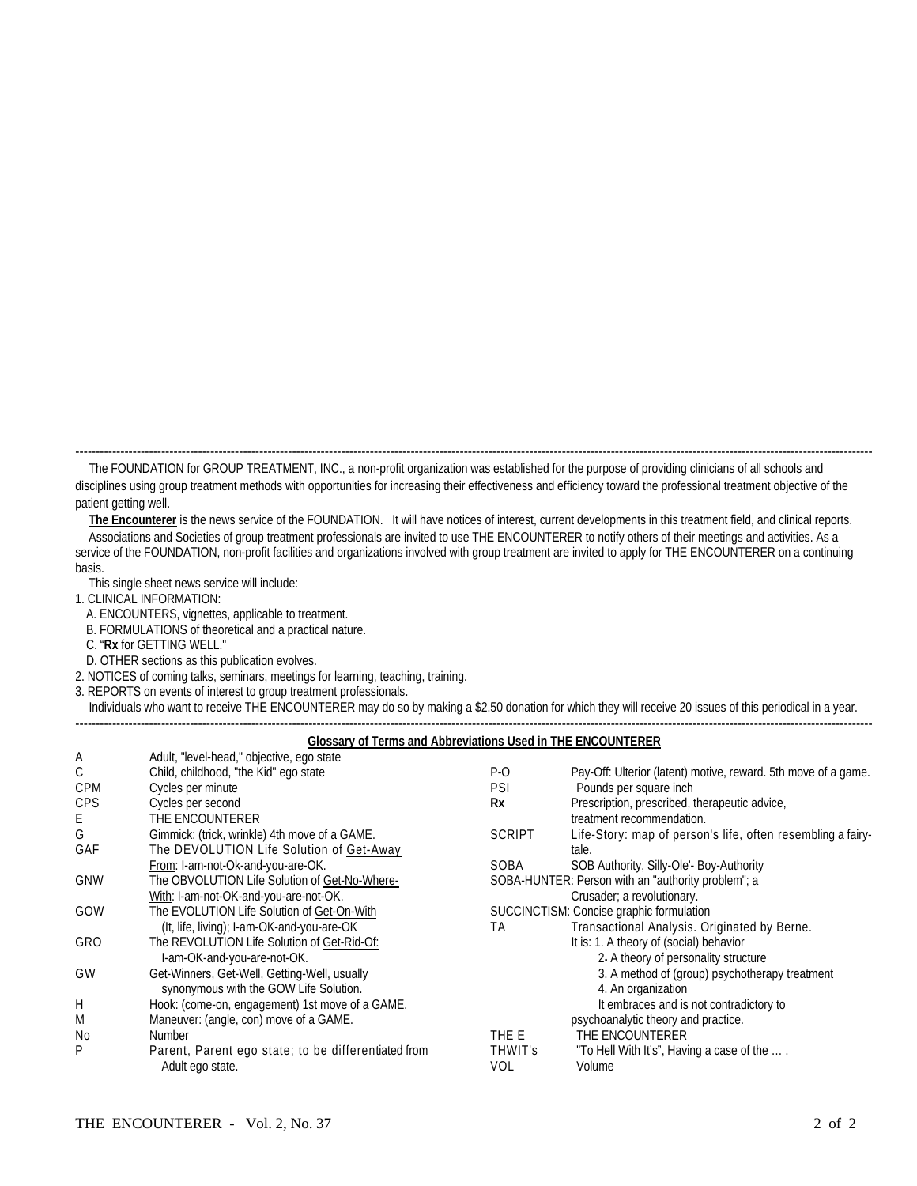The FOUNDATION for GROUP TREATMENT, INC., a non-profit organization was established for the purpose of providing clinicians of all schools and disciplines using group treatment methods with opportunities for increasing their effectiveness and efficiency toward the professional treatment objective of the patient getting well.

**The Encounterer** is the news service of the FOUNDATION. It will have notices of interest, current developments in this treatment field, and clinical reports.

Associations and Societies of group treatment professionals are invited to use THE ENCOUNTERER to notify others of their meetings and activities. As a service of the FOUNDATION, non-profit facilities and organizations involved with group treatment are invited to apply for THE ENCOUNTERER on a continuing basis.

This single sheet news service will include:

1. CLINICAL INFORMATION:
   - A. ENCOUNTERS, vignettes, applicable to treatment.
   - B. FORMULATIONS of theoretical and a practical nature.
   - C. "**Rx** for GETTING WELL."
   - D. OTHER sections as this publication evolves.
2. NOTICES of coming talks, seminars, meetings for learning, teaching, training.
3. REPORTS on events of interest to group treatment professionals.

Individuals who want to receive THE ENCOUNTERER may do so by making a $2.50 donation for which they will receive 20 issues of this periodical in a year.

## Glossary of Terms and Abbreviations Used in THE ENCOUNTERER

| | |
|---|---|
| A | Adult, "level-head," objective, ego state |
| C | Child, childhood, "the Kid" ego state |
| CPM | Cycles per minute |
| CPS | Cycles per second |
| E | THE ENCOUNTERER |
| G | Gimmick: (trick, wrinkle) 4th move of a GAME. |
| GAF | The DEVOLUTION Life Solution of Get-Away From: I-am-not-Ok-and-you-are-OK. |
| GNW | The OBVOLUTION Life Solution of Get-No-Where-With: I-am-not-OK-and-you-are-not-OK. |
| GOW | The EVOLUTION Life Solution of Get-On-With (It, life, living); I-am-OK-and-you-are-OK |
| GRO | The REVOLUTION Life Solution of Get-Rid-Of: I-am-OK-and-you-are-not-OK. |
| GW | Get-Winners, Get-Well, Getting-Well, usually synonymous with the GOW Life Solution. |
| H | Hook: (come-on, engagement) 1st move of a GAME. |
| M | Maneuver: (angle, con) move of a GAME. |
| No | Number |
| P | Parent, Parent ego state; to be differentiated from Adult ego state. |
| P-O | Pay-Off: Ulterior (latent) motive, reward. 5th move of a game. |
| PSI | Pounds per square inch |
| **Rx** | Prescription, prescribed, therapeutic advice, treatment recommendation. |
| SCRIPT | Life-Story: map of person's life, often resembling a fairy-tale. |
| SOBA | SOB Authority, Silly-Ole'- Boy-Authority |
| SOBA-HUNTER | Person with an "authority problem"; a Crusader; a revolutionary. |
| SUCCINCTISM | Concise graphic formulation |
| TA | Transactional Analysis. Originated by Berne. It is: 1. A theory of (social) behavior 2. A theory of personality structure 3. A method of (group) psychotherapy treatment 4. An organization. It embraces and is not contradictory to psychoanalytic theory and practice. |
| THE E | THE ENCOUNTERER |
| THWIT's | "To Hell With It's", Having a case of the … . |
| VOL | Volume |